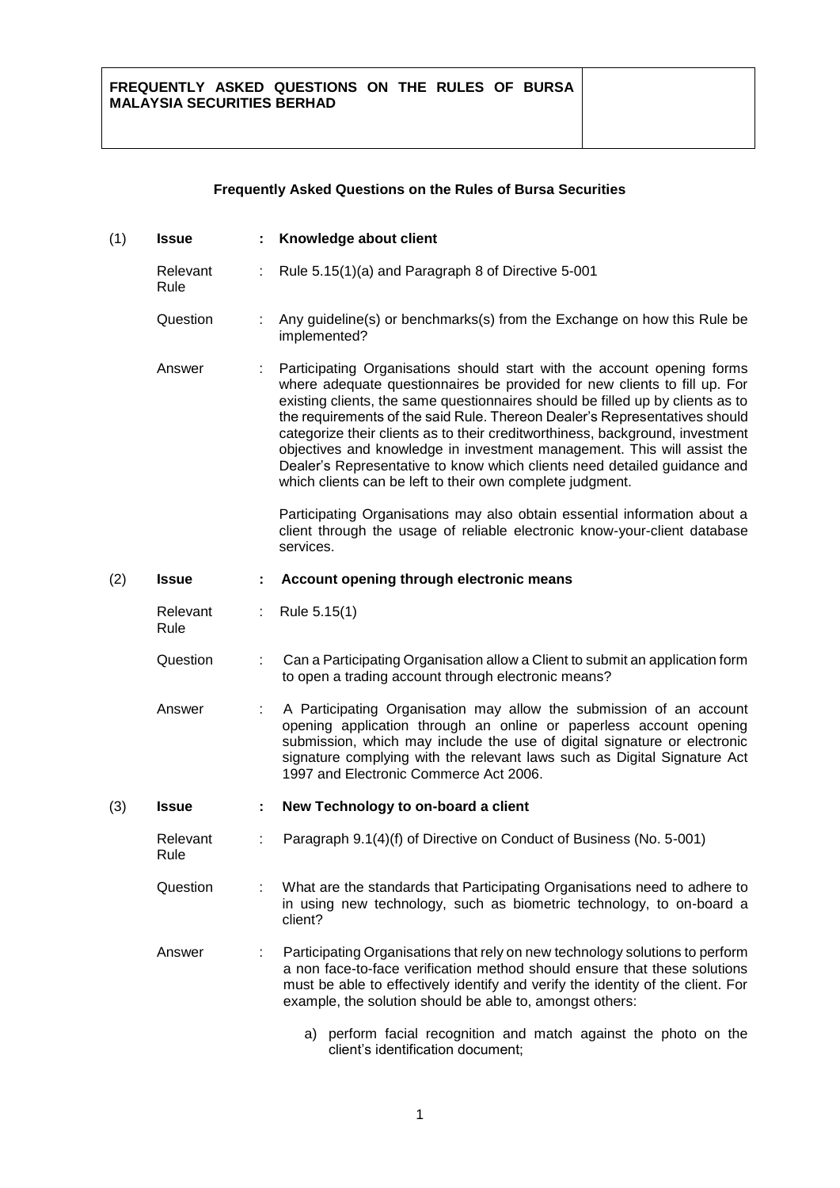| FREQUENTLY ASKED QUESTIONS ON THE RULES OF BURSA MALAYSIA SECURITIES BERHAD | |
|---|---|

## Frequently Asked Questions on the Rules of Bursa Securities

**(1) Issue : Knowledge about client**

Relevant Rule : Rule 5.15(1)(a) and Paragraph 8 of Directive 5-001

Question : Any guideline(s) or benchmarks(s) from the Exchange on how this Rule be implemented?

Answer : Participating Organisations should start with the account opening forms where adequate questionnaires be provided for new clients to fill up. For existing clients, the same questionnaires should be filled up by clients as to the requirements of the said Rule. Thereon Dealer's Representatives should categorize their clients as to their creditworthiness, background, investment objectives and knowledge in investment management. This will assist the Dealer's Representative to know which clients need detailed guidance and which clients can be left to their own complete judgment.

Participating Organisations may also obtain essential information about a client through the usage of reliable electronic know-your-client database services.

**(2) Issue : Account opening through electronic means**

Relevant Rule : Rule 5.15(1)

Question : Can a Participating Organisation allow a Client to submit an application form to open a trading account through electronic means?

Answer : A Participating Organisation may allow the submission of an account opening application through an online or paperless account opening submission, which may include the use of digital signature or electronic signature complying with the relevant laws such as Digital Signature Act 1997 and Electronic Commerce Act 2006.

**(3) Issue : New Technology to on-board a client**

Relevant Rule : Paragraph 9.1(4)(f) of Directive on Conduct of Business (No. 5-001)

Question : What are the standards that Participating Organisations need to adhere to in using new technology, such as biometric technology, to on-board a client?

Answer : Participating Organisations that rely on new technology solutions to perform a non face-to-face verification method should ensure that these solutions must be able to effectively identify and verify the identity of the client. For example, the solution should be able to, amongst others:

a) perform facial recognition and match against the photo on the client's identification document;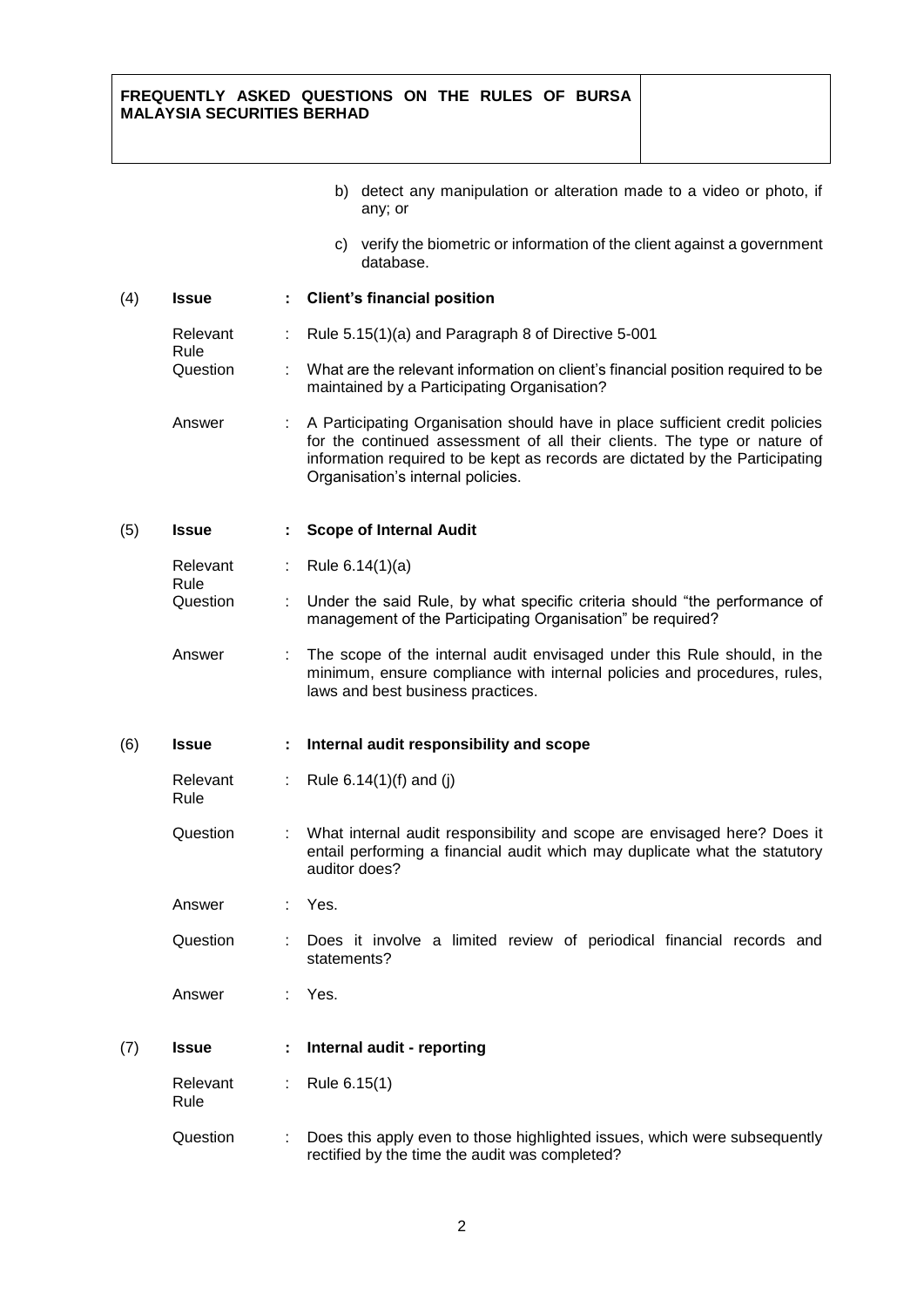b) detect any manipulation or alteration made to a video or photo, if any; or

c) verify the biometric or information of the client against a government database.

| | | | |
|---|---|---|---|
| (4) | **Issue** | **:** | **Client's financial position** |
| | Relevant Rule | : | Rule 5.15(1)(a) and Paragraph 8 of Directive 5-001 |
| | Question | : | What are the relevant information on client's financial position required to be maintained by a Participating Organisation? |
| | Answer | : | A Participating Organisation should have in place sufficient credit policies for the continued assessment of all their clients. The type or nature of information required to be kept as records are dictated by the Participating Organisation's internal policies. |
| (5) | **Issue** | **:** | **Scope of Internal Audit** |
| | Relevant Rule | : | Rule 6.14(1)(a) |
| | Question | : | Under the said Rule, by what specific criteria should "the performance of management of the Participating Organisation" be required? |
| | Answer | : | The scope of the internal audit envisaged under this Rule should, in the minimum, ensure compliance with internal policies and procedures, rules, laws and best business practices. |
| (6) | **Issue** | **:** | **Internal audit responsibility and scope** |
| | Relevant Rule | : | Rule 6.14(1)(f) and (j) |
| | Question | : | What internal audit responsibility and scope are envisaged here? Does it entail performing a financial audit which may duplicate what the statutory auditor does? |
| | Answer | : | Yes. |
| | Question | : | Does it involve a limited review of periodical financial records and statements? |
| | Answer | : | Yes. |
| (7) | **Issue** | **:** | **Internal audit - reporting** |
| | Relevant Rule | : | Rule 6.15(1) |
| | Question | : | Does this apply even to those highlighted issues, which were subsequently rectified by the time the audit was completed? |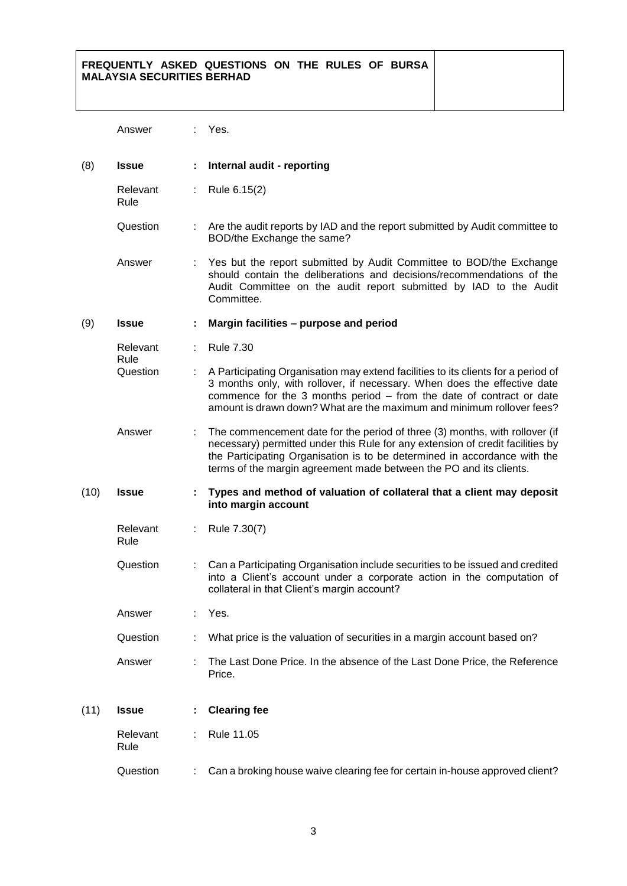Answer : Yes.

| | | | |
|---|---|---|---|
| (8) | **Issue** | **:** | **Internal audit - reporting** |
| | Relevant Rule | : | Rule 6.15(2) |
| | Question | : | Are the audit reports by IAD and the report submitted by Audit committee to BOD/the Exchange the same? |
| | Answer | : | Yes but the report submitted by Audit Committee to BOD/the Exchange should contain the deliberations and decisions/recommendations of the Audit Committee on the audit report submitted by IAD to the Audit Committee. |
| (9) | **Issue** | **:** | **Margin facilities – purpose and period** |
| | Relevant Rule | : | Rule 7.30 |
| | Question | : | A Participating Organisation may extend facilities to its clients for a period of 3 months only, with rollover, if necessary. When does the effective date commence for the 3 months period – from the date of contract or date amount is drawn down? What are the maximum and minimum rollover fees? |
| | Answer | : | The commencement date for the period of three (3) months, with rollover (if necessary) permitted under this Rule for any extension of credit facilities by the Participating Organisation is to be determined in accordance with the terms of the margin agreement made between the PO and its clients. |
| (10) | **Issue** | **:** | **Types and method of valuation of collateral that a client may deposit into margin account** |
| | Relevant Rule | : | Rule 7.30(7) |
| | Question | : | Can a Participating Organisation include securities to be issued and credited into a Client's account under a corporate action in the computation of collateral in that Client's margin account? |
| | Answer | : | Yes. |
| | Question | : | What price is the valuation of securities in a margin account based on? |
| | Answer | : | The Last Done Price. In the absence of the Last Done Price, the Reference Price. |
| (11) | **Issue** | **:** | **Clearing fee** |
| | Relevant Rule | : | Rule 11.05 |
| | Question | : | Can a broking house waive clearing fee for certain in-house approved client? |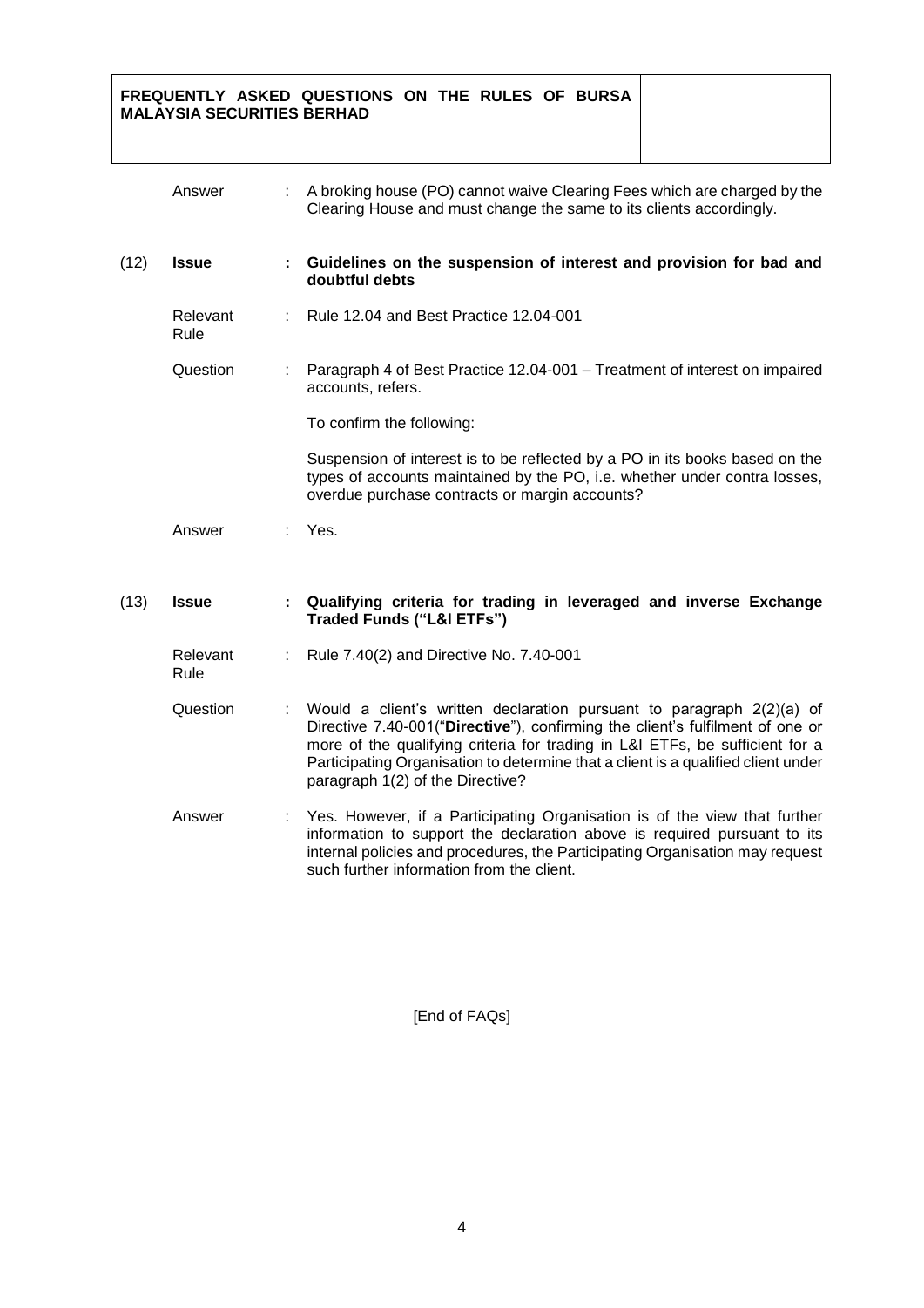| | | | |
|---|---|---|---|
| | Answer | : | A broking house (PO) cannot waive Clearing Fees which are charged by the Clearing House and must change the same to its clients accordingly. |
| (12) | **Issue** | **:** | **Guidelines on the suspension of interest and provision for bad and doubtful debts** |
| | Relevant Rule | : | Rule 12.04 and Best Practice 12.04-001 |
| | Question | : | Paragraph 4 of Best Practice 12.04-001 – Treatment of interest on impaired accounts, refers.<br><br>To confirm the following:<br><br>Suspension of interest is to be reflected by a PO in its books based on the types of accounts maintained by the PO, i.e. whether under contra losses, overdue purchase contracts or margin accounts? |
| | Answer | : | Yes. |
| (13) | **Issue** | **:** | **Qualifying criteria for trading in leveraged and inverse Exchange Traded Funds ("L&I ETFs")** |
| | Relevant Rule | : | Rule 7.40(2) and Directive No. 7.40-001 |
| | Question | : | Would a client's written declaration pursuant to paragraph 2(2)(a) of Directive 7.40-001("**Directive**"), confirming the client's fulfilment of one or more of the qualifying criteria for trading in L&I ETFs, be sufficient for a Participating Organisation to determine that a client is a qualified client under paragraph 1(2) of the Directive? |
| | Answer | : | Yes. However, if a Participating Organisation is of the view that further information to support the declaration above is required pursuant to its internal policies and procedures, the Participating Organisation may request such further information from the client. |

---

[End of FAQs]